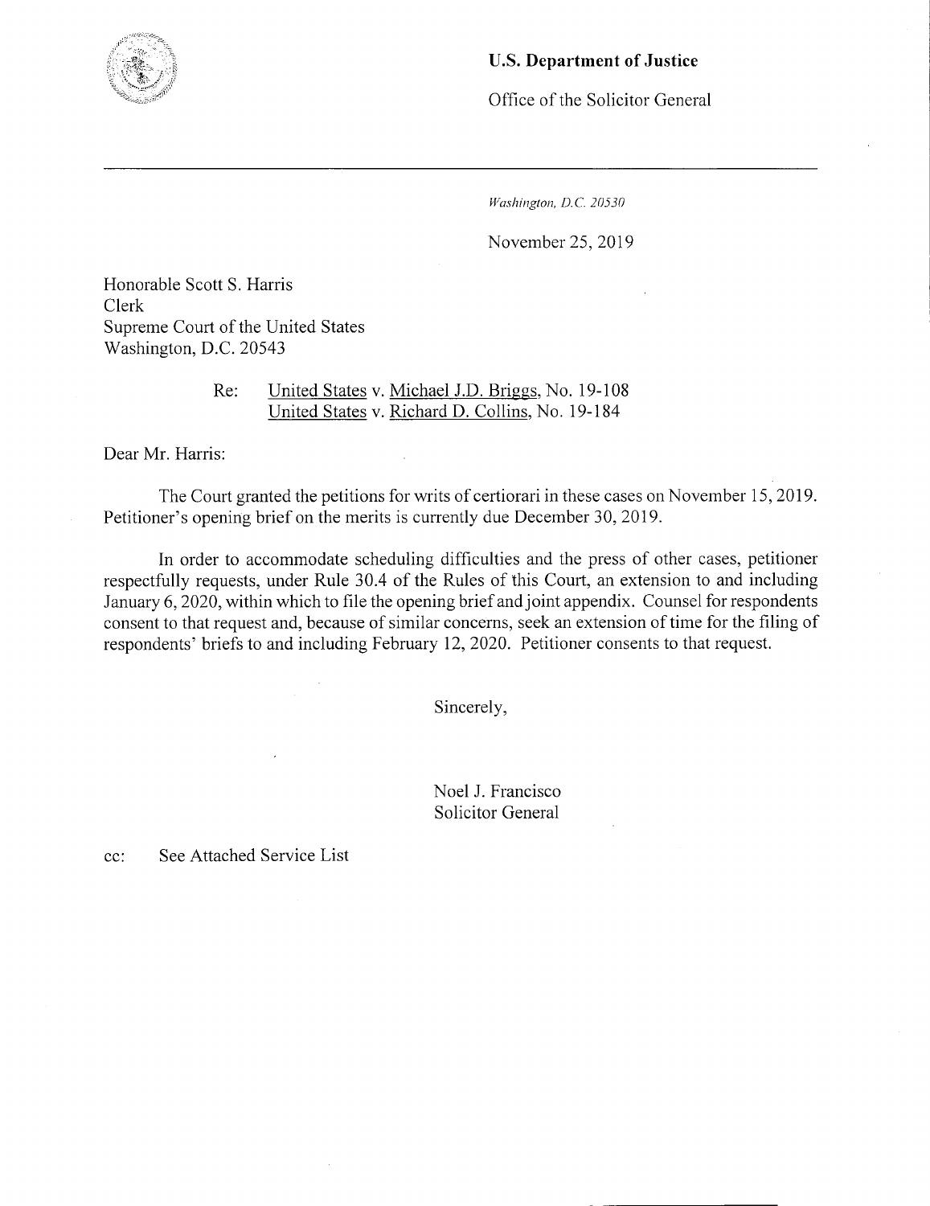**U.S. Department of Justice**

Office of the Solicitor General

---

*Washington, D.C. 20530*

November 25, 2019

Honorable Scott S. Harris
Clerk
Supreme Court of the United States
Washington, D.C. 20543

Re: United States v. Michael J.D. Briggs, No. 19-108
United States v. Richard D. Collins, No. 19-184

Dear Mr. Harris:

The Court granted the petitions for writs of certiorari in these cases on November 15, 2019. Petitioner's opening brief on the merits is currently due December 30, 2019.

In order to accommodate scheduling difficulties and the press of other cases, petitioner respectfully requests, under Rule 30.4 of the Rules of this Court, an extension to and including January 6, 2020, within which to file the opening brief and joint appendix. Counsel for respondents consent to that request and, because of similar concerns, seek an extension of time for the filing of respondents' briefs to and including February 12, 2020. Petitioner consents to that request.

Sincerely,

Noel J. Francisco
Solicitor General

cc: See Attached Service List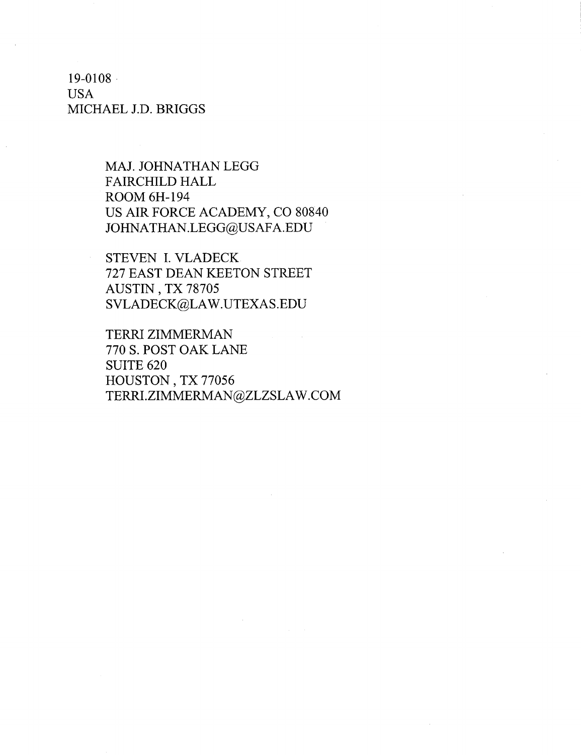19-0108
USA
MICHAEL J.D. BRIGGS

MAJ. JOHNATHAN LEGG
FAIRCHILD HALL
ROOM 6H-194
US AIR FORCE ACADEMY, CO 80840
JOHNATHAN.LEGG@USAFA.EDU

STEVEN I. VLADECK
727 EAST DEAN KEETON STREET
AUSTIN , TX 78705
SVLADECK@LAW.UTEXAS.EDU

TERRI ZIMMERMAN
770 S. POST OAK LANE
SUITE 620
HOUSTON , TX 77056
TERRI.ZIMMERMAN@ZLZSLAW.COM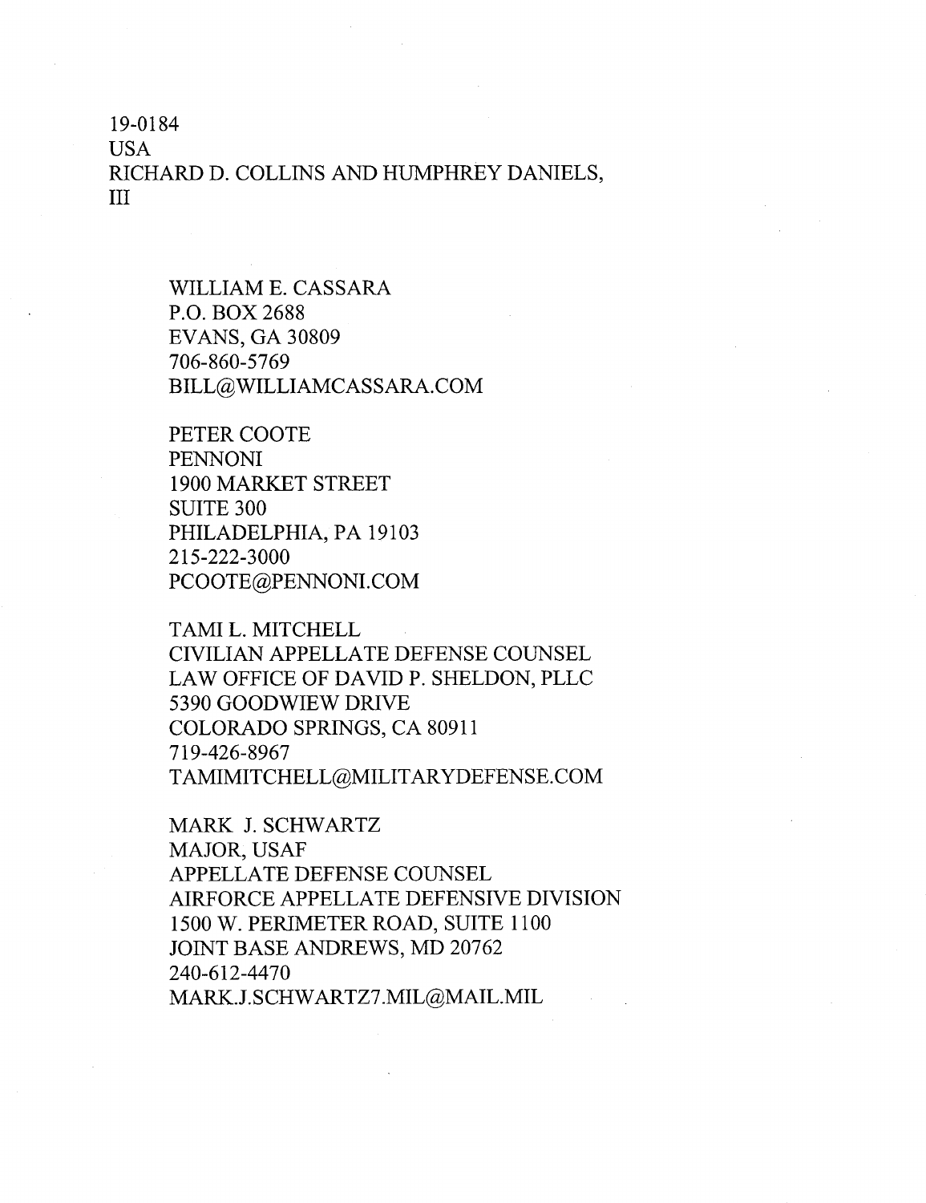19-0184
USA
RICHARD D. COLLINS AND HUMPHREY DANIELS, III

WILLIAM E. CASSARA
P.O. BOX 2688
EVANS, GA 30809
706-860-5769
BILL@WILLIAMCASSARA.COM

PETER COOTE
PENNONI
1900 MARKET STREET
SUITE 300
PHILADELPHIA, PA 19103
215-222-3000
PCOOTE@PENNONI.COM

TAMI L. MITCHELL
CIVILIAN APPELLATE DEFENSE COUNSEL
LAW OFFICE OF DAVID P. SHELDON, PLLC
5390 GOODWIEW DRIVE
COLORADO SPRINGS, CA 80911
719-426-8967
TAMIMITCHELL@MILITARYDEFENSE.COM

MARK J. SCHWARTZ
MAJOR, USAF
APPELLATE DEFENSE COUNSEL
AIRFORCE APPELLATE DEFENSIVE DIVISION
1500 W. PERIMETER ROAD, SUITE 1100
JOINT BASE ANDREWS, MD 20762
240-612-4470
MARK.J.SCHWARTZ7.MIL@MAIL.MIL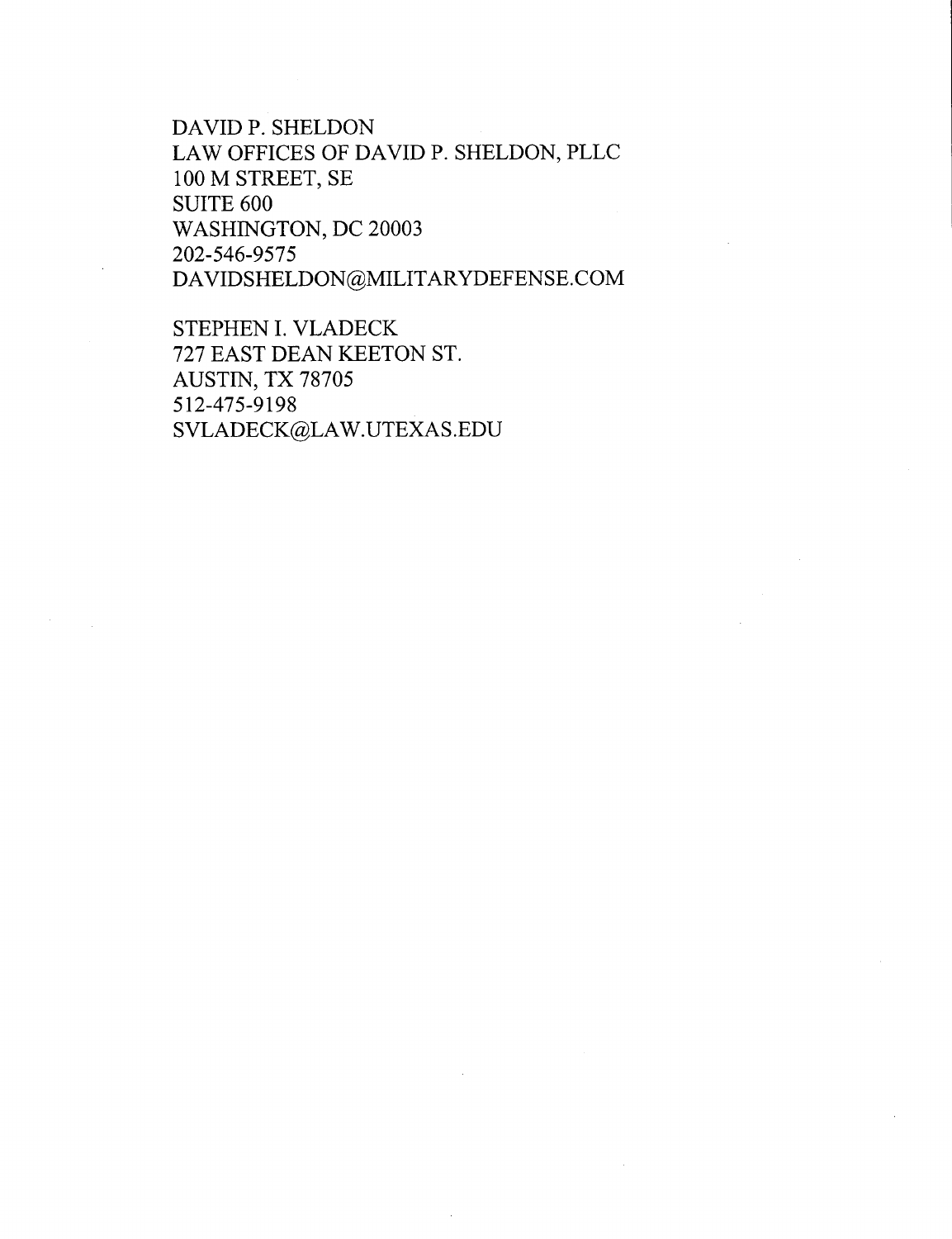DAVID P. SHELDON
LAW OFFICES OF DAVID P. SHELDON, PLLC
100 M STREET, SE
SUITE 600
WASHINGTON, DC 20003
202-546-9575
DAVIDSHELDON@MILITARYDEFENSE.COM

STEPHEN I. VLADECK
727 EAST DEAN KEETON ST.
AUSTIN, TX 78705
512-475-9198
SVLADECK@LAW.UTEXAS.EDU